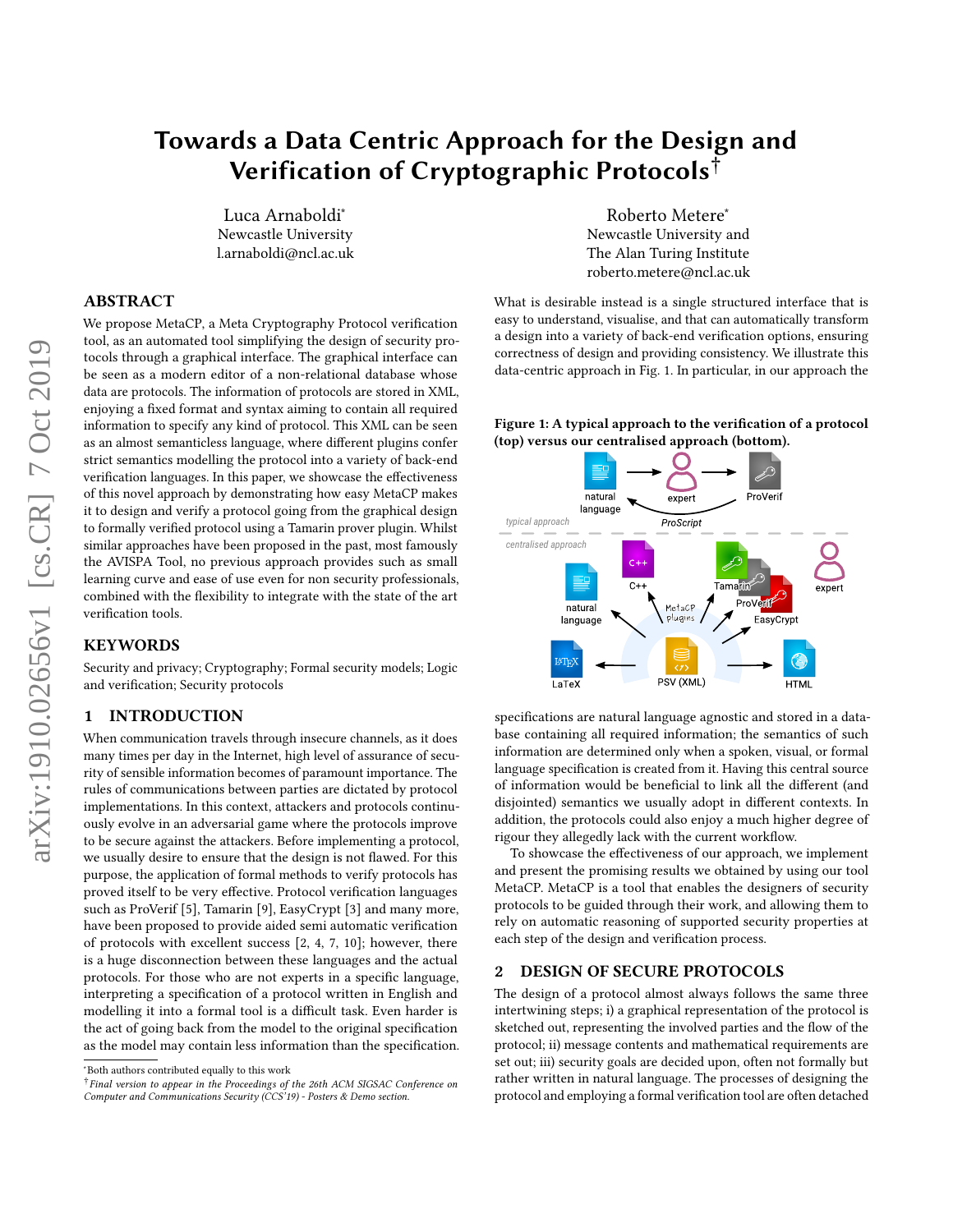# Towards a Data Centric Approach for the Design and Verification of Cryptographic Protocols†

Luca Arnaboldi*
Newcastle University
l.arnaboldi@ncl.ac.uk

Roberto Metere*
Newcastle University and
The Alan Turing Institute
roberto.metere@ncl.ac.uk

## ABSTRACT

We propose MetaCP, a Meta Cryptography Protocol verification tool, as an automated tool simplifying the design of security protocols through a graphical interface. The graphical interface can be seen as a modern editor of a non-relational database whose data are protocols. The information of protocols are stored in XML, enjoying a fixed format and syntax aiming to contain all required information to specify any kind of protocol. This XML can be seen as an almost semanticless language, where different plugins confer strict semantics modelling the protocol into a variety of back-end verification languages. In this paper, we showcase the effectiveness of this novel approach by demonstrating how easy MetaCP makes it to design and verify a protocol going from the graphical design to formally verified protocol using a Tamarin prover plugin. Whilst similar approaches have been proposed in the past, most famously the AVISPA Tool, no previous approach provides such as small learning curve and ease of use even for non security professionals, combined with the flexibility to integrate with the state of the art verification tools.

## KEYWORDS

Security and privacy; Cryptography; Formal security models; Logic and verification; Security protocols

## 1 INTRODUCTION

When communication travels through insecure channels, as it does many times per day in the Internet, high level of assurance of security of sensible information becomes of paramount importance. The rules of communications between parties are dictated by protocol implementations. In this context, attackers and protocols continuously evolve in an adversarial game where the protocols improve to be secure against the attackers. Before implementing a protocol, we usually desire to ensure that the design is not flawed. For this purpose, the application of formal methods to verify protocols has proved itself to be very effective. Protocol verification languages such as ProVerif [5], Tamarin [9], EasyCrypt [3] and many more, have been proposed to provide aided semi automatic verification of protocols with excellent success [2, 4, 7, 10]; however, there is a huge disconnection between these languages and the actual protocols. For those who are not experts in a specific language, interpreting a specification of a protocol written in English and modelling it into a formal tool is a difficult task. Even harder is the act of going back from the model to the original specification as the model may contain less information than the specification.

What is desirable instead is a single structured interface that is easy to understand, visualise, and that can automatically transform a design into a variety of back-end verification options, ensuring correctness of design and providing consistency. We illustrate this data-centric approach in Fig. 1. In particular, in our approach the specifications are natural language agnostic and stored in a database containing all required information; the semantics of such information are determined only when a spoken, visual, or formal language specification is created from it. Having this central source of information would be beneficial to link all the different (and disjointed) semantics we usually adopt in different contexts. In addition, the protocols could also enjoy a much higher degree of rigour they allegedly lack with the current workflow.

**Figure 1: A typical approach to the verification of a protocol (top) versus our centralised approach (bottom).**

To showcase the effectiveness of our approach, we implement and present the promising results we obtained by using our tool MetaCP. MetaCP is a tool that enables the designers of security protocols to be guided through their work, and allowing them to rely on automatic reasoning of supported security properties at each step of the design and verification process.

## 2 DESIGN OF SECURE PROTOCOLS

The design of a protocol almost always follows the same three intertwining steps; i) a graphical representation of the protocol is sketched out, representing the involved parties and the flow of the protocol; ii) message contents and mathematical requirements are set out; iii) security goals are decided upon, often not formally but rather written in natural language. The processes of designing the protocol and employing a formal verification tool are often detached

*Both authors contributed equally to this work

†*Final version to appear in the Proceedings of the 26th ACM SIGSAC Conference on Computer and Communications Security (CCS'19) - Posters & Demo section.*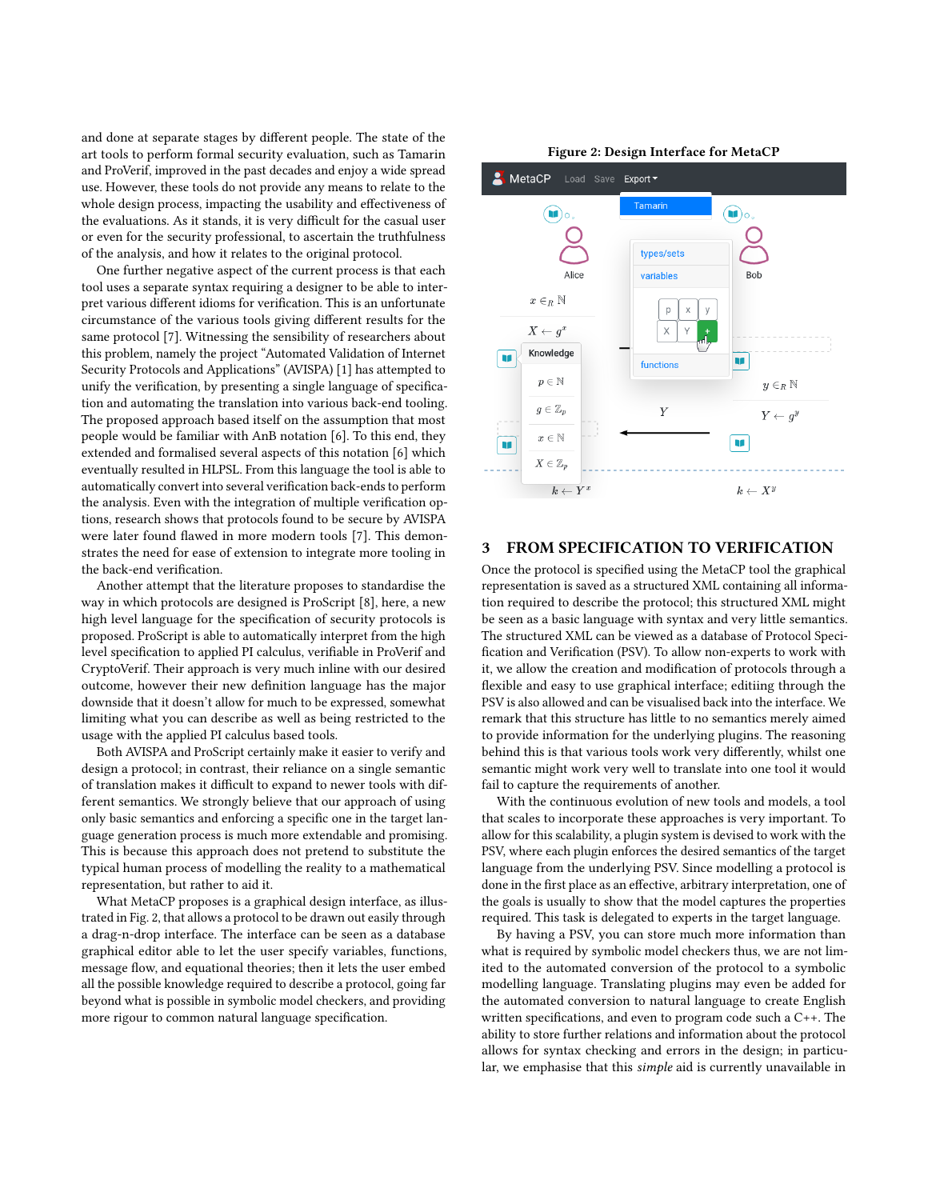and done at separate stages by different people. The state of the art tools to perform formal security evaluation, such as Tamarin and ProVerif, improved in the past decades and enjoy a wide spread use. However, these tools do not provide any means to relate to the whole design process, impacting the usability and effectiveness of the evaluations. As it stands, it is very difficult for the casual user or even for the security professional, to ascertain the truthfulness of the analysis, and how it relates to the original protocol.

One further negative aspect of the current process is that each tool uses a separate syntax requiring a designer to be able to interpret various different idioms for verification. This is an unfortunate circumstance of the various tools giving different results for the same protocol [7]. Witnessing the sensibility of researchers about this problem, namely the project "Automated Validation of Internet Security Protocols and Applications" (AVISPA) [1] has attempted to unify the verification, by presenting a single language of specification and automating the translation into various back-end tooling. The proposed approach based itself on the assumption that most people would be familiar with AnB notation [6]. To this end, they extended and formalised several aspects of this notation [6] which eventually resulted in HLPSL. From this language the tool is able to automatically convert into several verification back-ends to perform the analysis. Even with the integration of multiple verification options, research shows that protocols found to be secure by AVISPA were later found flawed in more modern tools [7]. This demonstrates the need for ease of extension to integrate more tooling in the back-end verification.

Another attempt that the literature proposes to standardise the way in which protocols are designed is ProScript [8], here, a new high level language for the specification of security protocols is proposed. ProScript is able to automatically interpret from the high level specification to applied PI calculus, verifiable in ProVerif and CryptoVerif. Their approach is very much inline with our desired outcome, however their new definition language has the major downside that it doesn't allow for much to be expressed, somewhat limiting what you can describe as well as being restricted to the usage with the applied PI calculus based tools.

Both AVISPA and ProScript certainly make it easier to verify and design a protocol; in contrast, their reliance on a single semantic of translation makes it difficult to expand to newer tools with different semantics. We strongly believe that our approach of using only basic semantics and enforcing a specific one in the target language generation process is much more extendable and promising. This is because this approach does not pretend to substitute the typical human process of modelling the reality to a mathematical representation, but rather to aid it.

What MetaCP proposes is a graphical design interface, as illustrated in Fig. 2, that allows a protocol to be drawn out easily through a drag-n-drop interface. The interface can be seen as a database graphical editor able to let the user specify variables, functions, message flow, and equational theories; then it lets the user embed all the possible knowledge required to describe a protocol, going far beyond what is possible in symbolic model checkers, and providing more rigour to common natural language specification.

**Figure 2: Design Interface for MetaCP**

## 3 FROM SPECIFICATION TO VERIFICATION

Once the protocol is specified using the MetaCP tool the graphical representation is saved as a structured XML containing all information required to describe the protocol; this structured XML might be seen as a basic language with syntax and very little semantics. The structured XML can be viewed as a database of Protocol Specification and Verification (PSV). To allow non-experts to work with it, we allow the creation and modification of protocols through a flexible and easy to use graphical interface; editiing through the PSV is also allowed and can be visualised back into the interface. We remark that this structure has little to no semantics merely aimed to provide information for the underlying plugins. The reasoning behind this is that various tools work very differently, whilst one semantic might work very well to translate into one tool it would fail to capture the requirements of another.

With the continuous evolution of new tools and models, a tool that scales to incorporate these approaches is very important. To allow for this scalability, a plugin system is devised to work with the PSV, where each plugin enforces the desired semantics of the target language from the underlying PSV. Since modelling a protocol is done in the first place as an effective, arbitrary interpretation, one of the goals is usually to show that the model captures the properties required. This task is delegated to experts in the target language.

By having a PSV, you can store much more information than what is required by symbolic model checkers thus, we are not limited to the automated conversion of the protocol to a symbolic modelling language. Translating plugins may even be added for the automated conversion to natural language to create English written specifications, and even to program code such a C++. The ability to store further relations and information about the protocol allows for syntax checking and errors in the design; in particular, we emphasise that this *simple* aid is currently unavailable in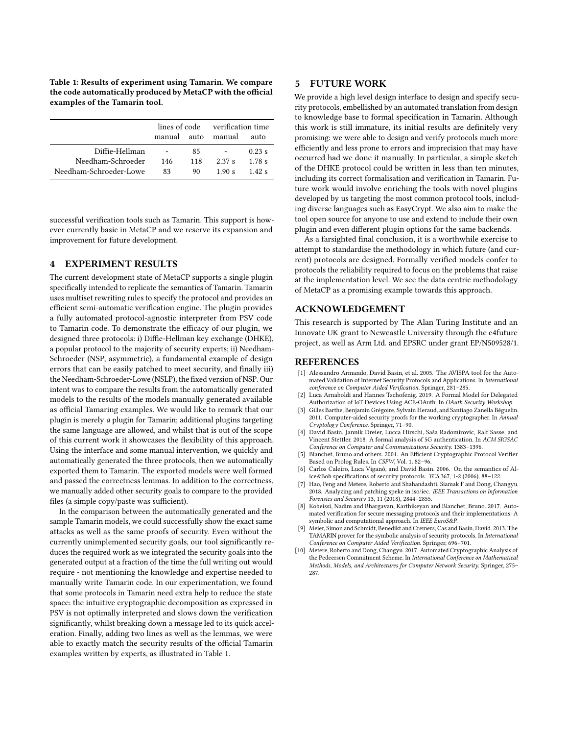**Table 1: Results of experiment using Tamarin. We compare the code automatically produced by MetaCP with the official examples of the Tamarin tool.**

| | lines of code | | verification time | |
|---|---|---|---|---|
| | manual | auto | manual | auto |
| Diffie-Hellman | - | 85 | - | 0.23 s |
| Needham-Schroeder | 146 | 118 | 2.37 s | 1.78 s |
| Needham-Schroeder-Lowe | 83 | 90 | 1.90 s | 1.42 s |

successful verification tools such as Tamarin. This support is however currently basic in MetaCP and we reserve its expansion and improvement for future development.

## 4 EXPERIMENT RESULTS

The current development state of MetaCP supports a single plugin specifically intended to replicate the semantics of Tamarin. Tamarin uses multiset rewriting rules to specify the protocol and provides an efficient semi-automatic verification engine. The plugin provides a fully automated protocol-agnostic interpreter from PSV code to Tamarin code. To demonstrate the efficacy of our plugin, we designed three protocols: i) Diffie-Hellman key exchange (DHKE), a popular protocol to the majority of security experts; ii) Needham-Schroeder (NSP, asymmetric), a fundamental example of design errors that can be easily patched to meet security, and finally iii) the Needham-Schroeder-Lowe (NSLP), the fixed version of NSP. Our intent was to compare the results from the automatically generated models to the results of the models manually generated available as official Tamaring examples. We would like to remark that our plugin is merely *a* plugin for Tamarin; additional plugins targeting the same language are allowed, and whilst that is out of the scope of this current work it showcases the flexibility of this approach. Using the interface and some manual intervention, we quickly and automatically generated the three protocols, then we automatically exported them to Tamarin. The exported models were well formed and passed the correctness lemmas. In addition to the correctness, we manually added other security goals to compare to the provided files (a simple copy/paste was sufficient).

In the comparison between the automatically generated and the sample Tamarin models, we could successfully show the exact same attacks as well as the same proofs of security. Even without the currently unimplemented security goals, our tool significantly reduces the required work as we integrated the security goals into the generated output at a fraction of the time the full writing out would require - not mentioning the knowledge and expertise needed to manually write Tamarin code. In our experimentation, we found that some protocols in Tamarin need extra help to reduce the state space: the intuitive cryptographic decomposition as expressed in PSV is not optimally interpreted and slows down the verification significantly, whilst breaking down a message led to its quick acceleration. Finally, adding two lines as well as the lemmas, we were able to exactly match the security results of the official Tamarin examples written by experts, as illustrated in Table 1.

## 5 FUTURE WORK

We provide a high level design interface to design and specify security protocols, embellished by an automated translation from design to knowledge base to formal specification in Tamarin. Although this work is still immature, its initial results are definitely very promising: we were able to design and verify protocols much more efficiently and less prone to errors and imprecision that may have occurred had we done it manually. In particular, a simple sketch of the DHKE protocol could be written in less than ten minutes, including its correct formalisation and verification in Tamarin. Future work would involve enriching the tools with novel plugins developed by us targeting the most common protocol tools, including diverse languages such as EasyCrypt. We also aim to make the tool open source for anyone to use and extend to include their own plugin and even different plugin options for the same backends.

As a farsighted final conclusion, it is a worthwhile exercise to attempt to standardise the methodology in which future (and current) protocols are designed. Formally verified models confer to protocols the reliability required to focus on the problems that raise at the implementation level. We see the data centric methodology of MetaCP as a promising example towards this approach.

## ACKNOWLEDGEMENT

This research is supported by The Alan Turing Institute and an Innovate UK grant to Newcastle University through the e4future project, as well as Arm Ltd. and EPSRC under grant EP/N509528/1.

## REFERENCES

- [1] Alessandro Armando, David Basin, et al. 2005. The AVISPA tool for the Automated Validation of Internet Security Protocols and Applications. In *International conference on Computer Aided Verification*. Springer, 281–285.
- [2] Luca Arnaboldi and Hannes Tschofenig. 2019. A Formal Model for Delegated Authorization of IoT Devices Using ACE-OAuth. In *OAuth Security Workshop*.
- [3] Gilles Barthe, Benjamin Grégoire, Sylvain Heraud, and Santiago Zanella Béguelin. 2011. Computer-aided security proofs for the working cryptographer. In *Annual Cryptology Conference*. Springer, 71–90.
- [4] David Basin, Jannik Dreier, Lucca Hirschi, Saša Radomirovic, Ralf Sasse, and Vincent Stettler. 2018. A formal analysis of 5G authentication. In *ACM SIGSAC Conference on Computer and Communications Security*. 1383–1396.
- [5] Blanchet, Bruno and others. 2001. An Efficient Cryptographic Protocol Verifier Based on Prolog Rules. In *CSFW*, Vol. 1. 82–96.
- [6] Carlos Caleiro, Luca Viganò, and David Basin. 2006. On the semantics of Alice&Bob specifications of security protocols. *TCS* 367, 1-2 (2006), 88–122.
- [7] Hao, Feng and Metere, Roberto and Shahandashti, Siamak F and Dong, Changyu. 2018. Analyzing and patching speke in iso/iec. *IEEE Transactions on Information Forensics and Security* 13, 11 (2018), 2844–2855.
- [8] Kobeissi, Nadim and Bhargavan, Karthikeyan and Blanchet, Bruno. 2017. Automated verification for secure messaging protocols and their implementations: A symbolic and computational approach. In *IEEE EuroS&P*.
- [9] Meier, Simon and Schmidt, Benedikt and Cremers, Cas and Basin, David. 2013. The TAMARIN prover for the symbolic analysis of security protocols. In *International Conference on Computer Aided Verification*. Springer, 696–701.
- [10] Metere, Roberto and Dong, Changyu. 2017. Automated Cryptographic Analysis of the Pedeersen Commitment Scheme. In *International Conference on Mathematical Methods, Models, and Architectures for Computer Network Security*. Springer, 275–287.